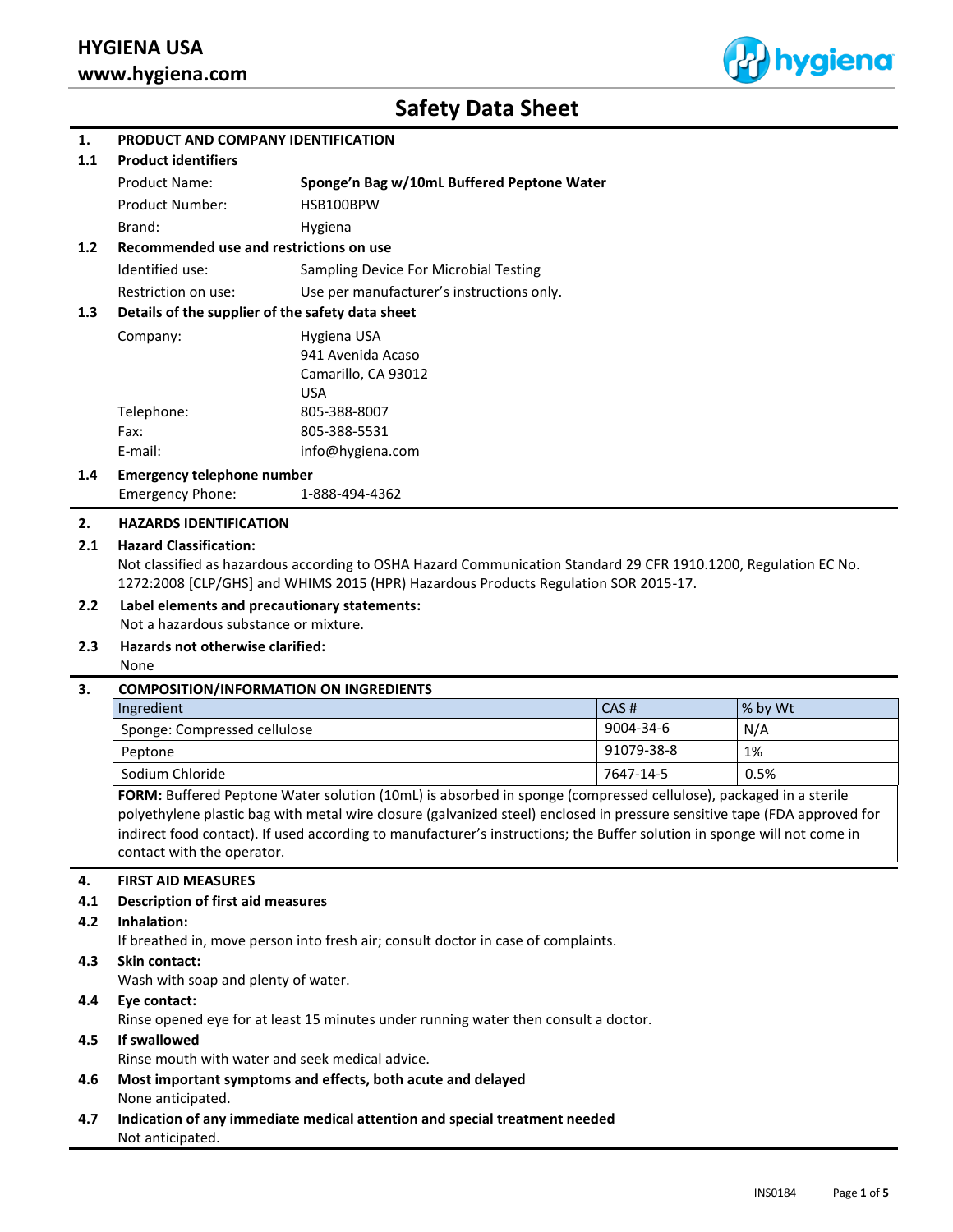**HYGIENA USA**
**www.hygiena.com**

# Safety Data Sheet

## 1. PRODUCT AND COMPANY IDENTIFICATION

### 1.1 Product identifiers

| | |
|---|---|
| Product Name: | **Sponge'n Bag w/10mL Buffered Peptone Water** |
| Product Number: | HSB100BPW |
| Brand: | Hygiena |

### 1.2 Recommended use and restrictions on use

| | |
|---|---|
| Identified use: | Sampling Device For Microbial Testing |
| Restriction on use: | Use per manufacturer's instructions only. |

### 1.3 Details of the supplier of the safety data sheet

| | |
|---|---|
| Company: | Hygiena USA<br>941 Avenida Acaso<br>Camarillo, CA 93012<br>USA |
| Telephone: | 805-388-8007 |
| Fax: | 805-388-5531 |
| E-mail: | info@hygiena.com |

### 1.4 Emergency telephone number

Emergency Phone: 1-888-494-4362

## 2. HAZARDS IDENTIFICATION

### 2.1 Hazard Classification:

Not classified as hazardous according to OSHA Hazard Communication Standard 29 CFR 1910.1200, Regulation EC No. 1272:2008 [CLP/GHS] and WHIMS 2015 (HPR) Hazardous Products Regulation SOR 2015-17.

### 2.2 Label elements and precautionary statements:

Not a hazardous substance or mixture.

### 2.3 Hazards not otherwise clarified:

None

## 3. COMPOSITION/INFORMATION ON INGREDIENTS

| Ingredient | CAS # | % by Wt |
|---|---|---|
| Sponge: Compressed cellulose | 9004-34-6 | N/A |
| Peptone | 91079-38-8 | 1% |
| Sodium Chloride | 7647-14-5 | 0.5% |

**FORM:** Buffered Peptone Water solution (10mL) is absorbed in sponge (compressed cellulose), packaged in a sterile polyethylene plastic bag with metal wire closure (galvanized steel) enclosed in pressure sensitive tape (FDA approved for indirect food contact). If used according to manufacturer's instructions; the Buffer solution in sponge will not come in contact with the operator.

## 4. FIRST AID MEASURES

### 4.1 Description of first aid measures

### 4.2 Inhalation:

If breathed in, move person into fresh air; consult doctor in case of complaints.

### 4.3 Skin contact:

Wash with soap and plenty of water.

### 4.4 Eye contact:

Rinse opened eye for at least 15 minutes under running water then consult a doctor.

### 4.5 If swallowed

Rinse mouth with water and seek medical advice.

### 4.6 Most important symptoms and effects, both acute and delayed

None anticipated.

### 4.7 Indication of any immediate medical attention and special treatment needed

Not anticipated.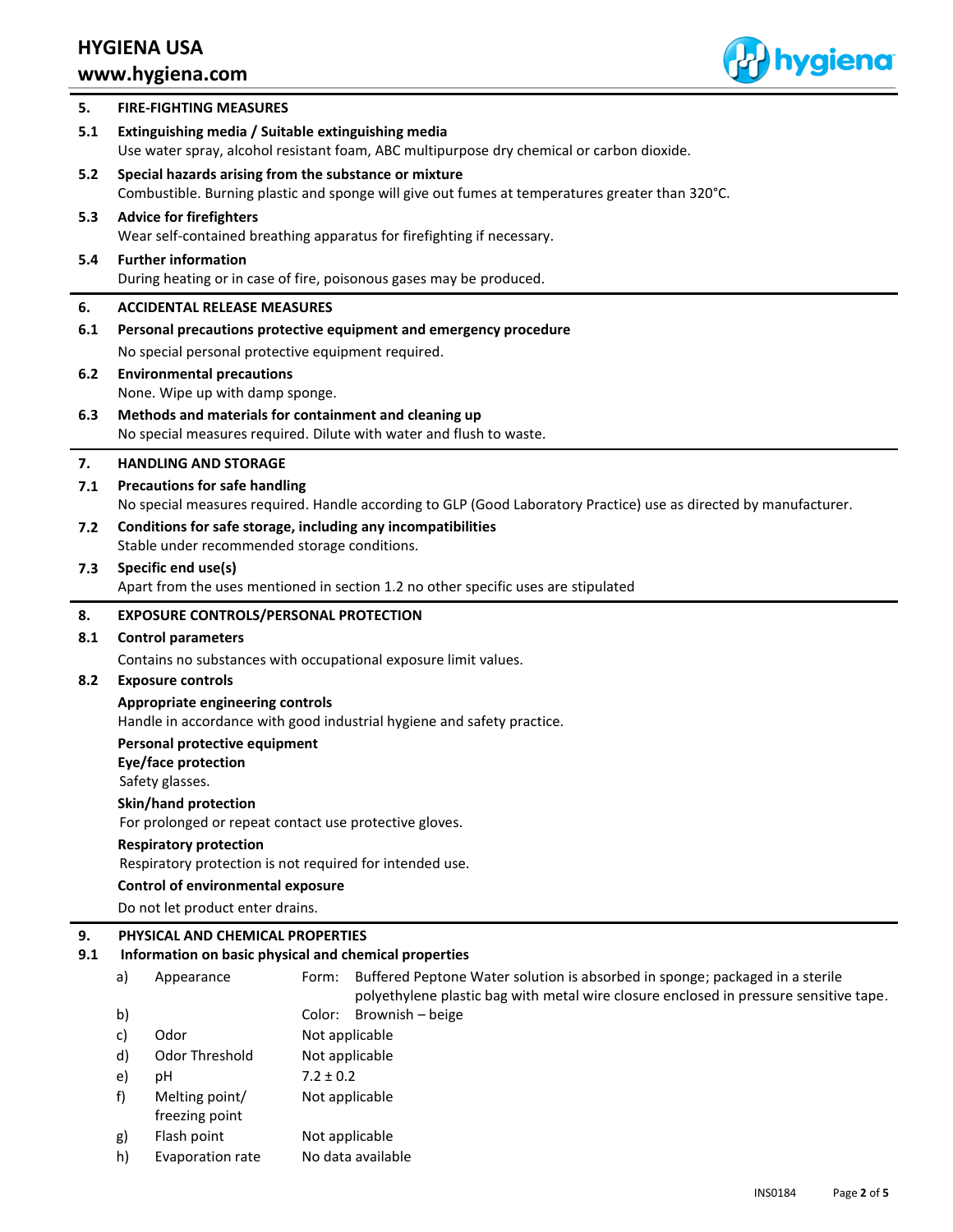## 5. FIRE-FIGHTING MEASURES

### 5.1 Extinguishing media / Suitable extinguishing media

Use water spray, alcohol resistant foam, ABC multipurpose dry chemical or carbon dioxide.

### 5.2 Special hazards arising from the substance or mixture

Combustible. Burning plastic and sponge will give out fumes at temperatures greater than 320°C.

### 5.3 Advice for firefighters

Wear self-contained breathing apparatus for firefighting if necessary.

### 5.4 Further information

During heating or in case of fire, poisonous gases may be produced.

## 6. ACCIDENTAL RELEASE MEASURES

### 6.1 Personal precautions protective equipment and emergency procedure

No special personal protective equipment required.

### 6.2 Environmental precautions

None. Wipe up with damp sponge.

### 6.3 Methods and materials for containment and cleaning up

No special measures required. Dilute with water and flush to waste.

## 7. HANDLING AND STORAGE

### 7.1 Precautions for safe handling

No special measures required. Handle according to GLP (Good Laboratory Practice) use as directed by manufacturer.

### 7.2 Conditions for safe storage, including any incompatibilities

Stable under recommended storage conditions.

### 7.3 Specific end use(s)

Apart from the uses mentioned in section 1.2 no other specific uses are stipulated

## 8. EXPOSURE CONTROLS/PERSONAL PROTECTION

### 8.1 Control parameters

Contains no substances with occupational exposure limit values.

### 8.2 Exposure controls

**Appropriate engineering controls**

Handle in accordance with good industrial hygiene and safety practice.

**Personal protective equipment**

**Eye/face protection**

Safety glasses.

**Skin/hand protection**

For prolonged or repeat contact use protective gloves.

**Respiratory protection**

Respiratory protection is not required for intended use.

**Control of environmental exposure**

Do not let product enter drains.

## 9. PHYSICAL AND CHEMICAL PROPERTIES

### 9.1 Information on basic physical and chemical properties

| | | |
|---|---|---|
| a) | Appearance | Form: Buffered Peptone Water solution is absorbed in sponge; packaged in a sterile polyethylene plastic bag with metal wire closure enclosed in pressure sensitive tape. |
| b) | | Color: Brownish – beige |
| c) | Odor | Not applicable |
| d) | Odor Threshold | Not applicable |
| e) | pH | 7.2 ± 0.2 |
| f) | Melting point/ freezing point | Not applicable |
| g) | Flash point | Not applicable |
| h) | Evaporation rate | No data available |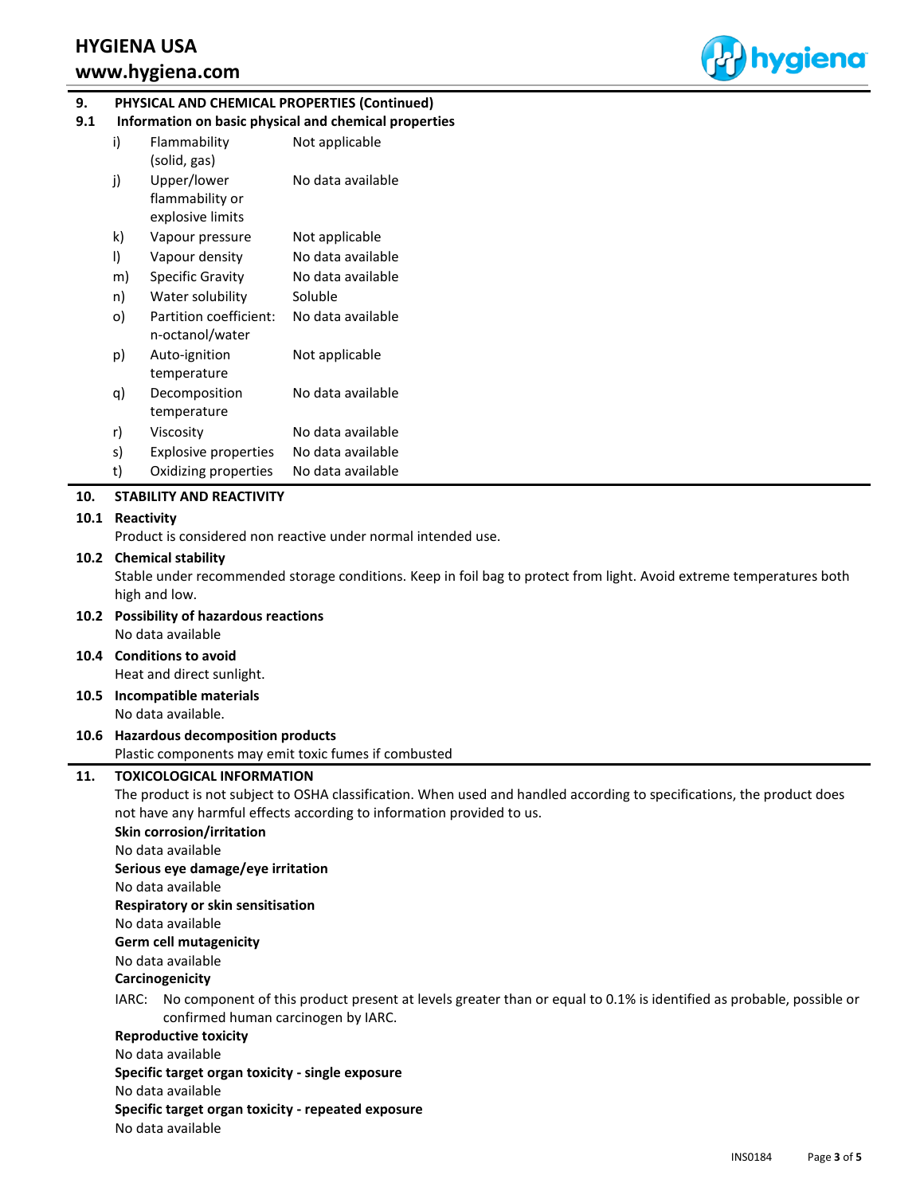## 9. PHYSICAL AND CHEMICAL PROPERTIES (Continued)

### 9.1 Information on basic physical and chemical properties

| | | |
|---|---|---|
| i) | Flammability (solid, gas) | Not applicable |
| j) | Upper/lower flammability or explosive limits | No data available |
| k) | Vapour pressure | Not applicable |
| l) | Vapour density | No data available |
| m) | Specific Gravity | No data available |
| n) | Water solubility | Soluble |
| o) | Partition coefficient: n-octanol/water | No data available |
| p) | Auto-ignition temperature | Not applicable |
| q) | Decomposition temperature | No data available |
| r) | Viscosity | No data available |
| s) | Explosive properties | No data available |
| t) | Oxidizing properties | No data available |

## 10. STABILITY AND REACTIVITY

### 10.1 Reactivity

Product is considered non reactive under normal intended use.

### 10.2 Chemical stability

Stable under recommended storage conditions. Keep in foil bag to protect from light. Avoid extreme temperatures both high and low.

### 10.2 Possibility of hazardous reactions

No data available

### 10.4 Conditions to avoid

Heat and direct sunlight.

### 10.5 Incompatible materials

No data available.

### 10.6 Hazardous decomposition products

Plastic components may emit toxic fumes if combusted

## 11. TOXICOLOGICAL INFORMATION

The product is not subject to OSHA classification. When used and handled according to specifications, the product does not have any harmful effects according to information provided to us.

**Skin corrosion/irritation**

No data available

**Serious eye damage/eye irritation**

No data available

**Respiratory or skin sensitisation**

No data available

**Germ cell mutagenicity**

No data available

**Carcinogenicity**

IARC: No component of this product present at levels greater than or equal to 0.1% is identified as probable, possible or confirmed human carcinogen by IARC.

**Reproductive toxicity**

No data available

**Specific target organ toxicity - single exposure**

No data available

**Specific target organ toxicity - repeated exposure**

No data available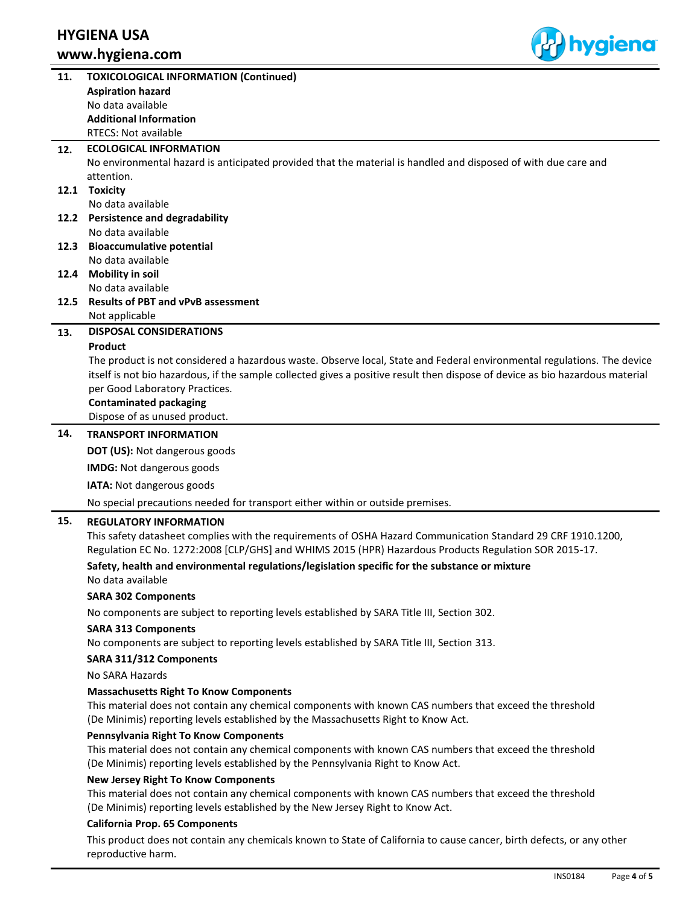## 11. TOXICOLOGICAL INFORMATION (Continued)

**Aspiration hazard**

No data available

**Additional Information**

RTECS: Not available

## 12. ECOLOGICAL INFORMATION

No environmental hazard is anticipated provided that the material is handled and disposed of with due care and attention.

### 12.1 Toxicity

No data available

### 12.2 Persistence and degradability

No data available

### 12.3 Bioaccumulative potential

No data available

### 12.4 Mobility in soil

No data available

### 12.5 Results of PBT and vPvB assessment

Not applicable

## 13. DISPOSAL CONSIDERATIONS

**Product**

The product is not considered a hazardous waste. Observe local, State and Federal environmental regulations. The device itself is not bio hazardous, if the sample collected gives a positive result then dispose of device as bio hazardous material per Good Laboratory Practices.

**Contaminated packaging**

Dispose of as unused product.

## 14. TRANSPORT INFORMATION

**DOT (US):** Not dangerous goods

**IMDG:** Not dangerous goods

**IATA:** Not dangerous goods

No special precautions needed for transport either within or outside premises.

## 15. REGULATORY INFORMATION

This safety datasheet complies with the requirements of OSHA Hazard Communication Standard 29 CRF 1910.1200, Regulation EC No. 1272:2008 [CLP/GHS] and WHIMS 2015 (HPR) Hazardous Products Regulation SOR 2015-17.

**Safety, health and environmental regulations/legislation specific for the substance or mixture**

No data available

**SARA 302 Components**

No components are subject to reporting levels established by SARA Title III, Section 302.

**SARA 313 Components**

No components are subject to reporting levels established by SARA Title III, Section 313.

**SARA 311/312 Components**

No SARA Hazards

**Massachusetts Right To Know Components**

This material does not contain any chemical components with known CAS numbers that exceed the threshold (De Minimis) reporting levels established by the Massachusetts Right to Know Act.

**Pennsylvania Right To Know Components**

This material does not contain any chemical components with known CAS numbers that exceed the threshold (De Minimis) reporting levels established by the Pennsylvania Right to Know Act.

**New Jersey Right To Know Components**

This material does not contain any chemical components with known CAS numbers that exceed the threshold (De Minimis) reporting levels established by the New Jersey Right to Know Act.

**California Prop. 65 Components**

This product does not contain any chemicals known to State of California to cause cancer, birth defects, or any other reproductive harm.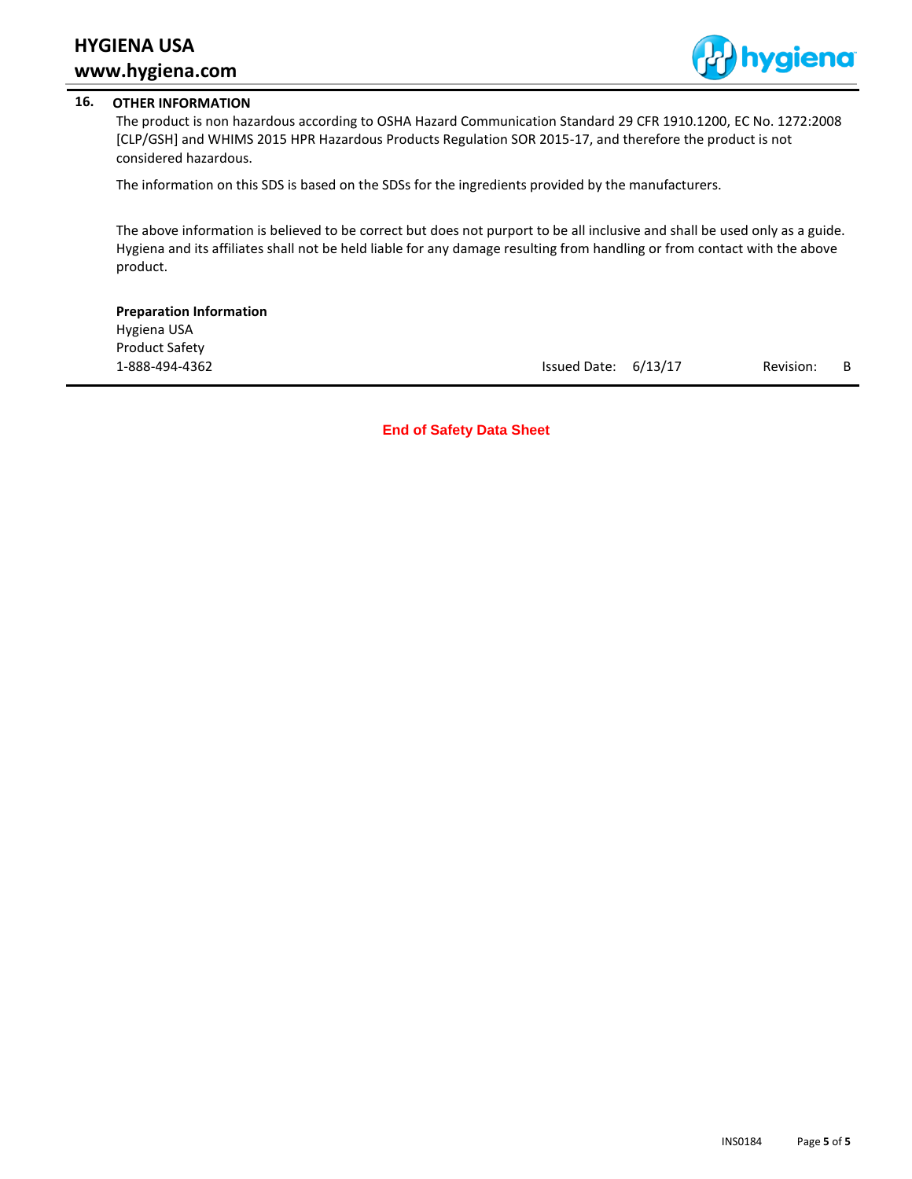## 16. OTHER INFORMATION

The product is non hazardous according to OSHA Hazard Communication Standard 29 CFR 1910.1200, EC No. 1272:2008 [CLP/GSH] and WHIMS 2015 HPR Hazardous Products Regulation SOR 2015-17, and therefore the product is not considered hazardous.

The information on this SDS is based on the SDSs for the ingredients provided by the manufacturers.

The above information is believed to be correct but does not purport to be all inclusive and shall be used only as a guide. Hygiena and its affiliates shall not be held liable for any damage resulting from handling or from contact with the above product.

**Preparation Information**
Hygiena USA
Product Safety
1-888-494-4362

Issued Date: 6/13/17

Revision: B

**End of Safety Data Sheet**